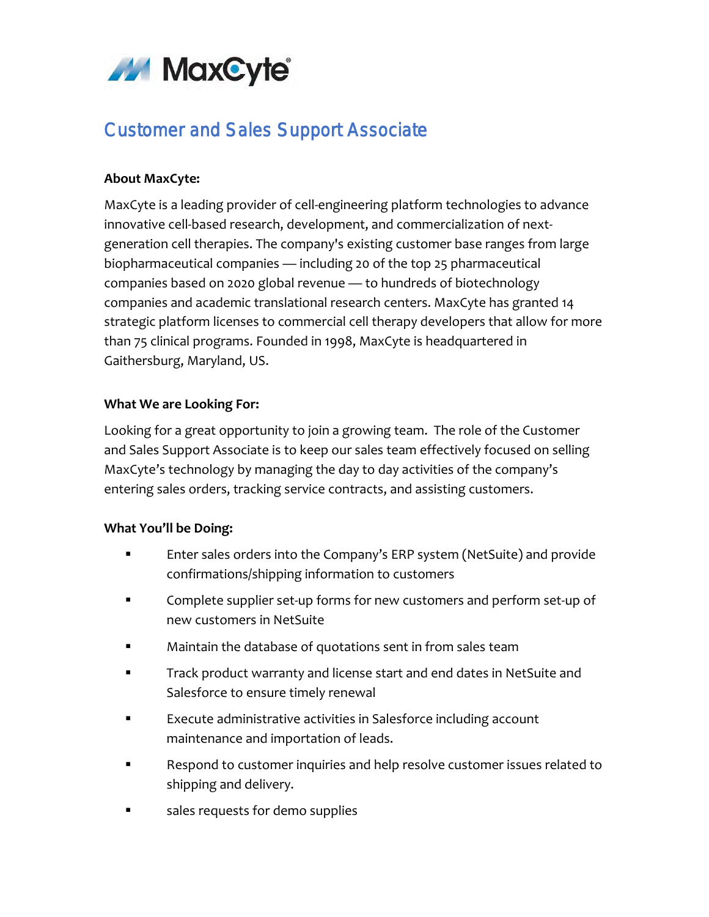MaxCyte®

# Customer and Sales Support Associate

**About MaxCyte:**

MaxCyte is a leading provider of cell-engineering platform technologies to advance innovative cell-based research, development, and commercialization of next-generation cell therapies. The company's existing customer base ranges from large biopharmaceutical companies — including 20 of the top 25 pharmaceutical companies based on 2020 global revenue — to hundreds of biotechnology companies and academic translational research centers. MaxCyte has granted 14 strategic platform licenses to commercial cell therapy developers that allow for more than 75 clinical programs. Founded in 1998, MaxCyte is headquartered in Gaithersburg, Maryland, US.

**What We are Looking For:**

Looking for a great opportunity to join a growing team. The role of the Customer and Sales Support Associate is to keep our sales team effectively focused on selling MaxCyte's technology by managing the day to day activities of the company's entering sales orders, tracking service contracts, and assisting customers.

**What You'll be Doing:**

- Enter sales orders into the Company's ERP system (NetSuite) and provide confirmations/shipping information to customers
- Complete supplier set-up forms for new customers and perform set-up of new customers in NetSuite
- Maintain the database of quotations sent in from sales team
- Track product warranty and license start and end dates in NetSuite and Salesforce to ensure timely renewal
- Execute administrative activities in Salesforce including account maintenance and importation of leads.
- Respond to customer inquiries and help resolve customer issues related to shipping and delivery.
- sales requests for demo supplies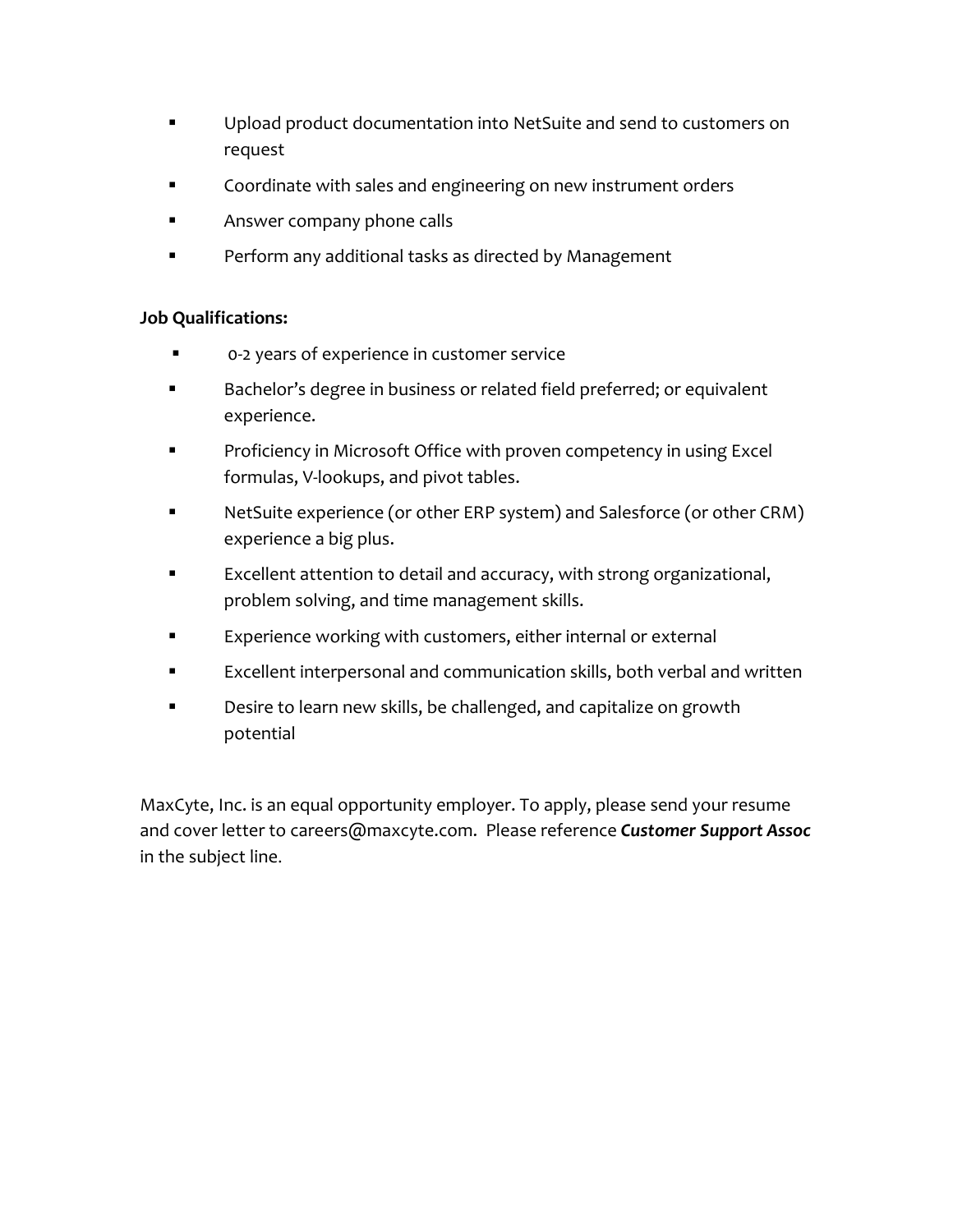- Upload product documentation into NetSuite and send to customers on request
- Coordinate with sales and engineering on new instrument orders
- Answer company phone calls
- Perform any additional tasks as directed by Management

**Job Qualifications:**

- 0-2 years of experience in customer service
- Bachelor's degree in business or related field preferred; or equivalent experience.
- Proficiency in Microsoft Office with proven competency in using Excel formulas, V-lookups, and pivot tables.
- NetSuite experience (or other ERP system) and Salesforce (or other CRM) experience a big plus.
- Excellent attention to detail and accuracy, with strong organizational, problem solving, and time management skills.
- Experience working with customers, either internal or external
- Excellent interpersonal and communication skills, both verbal and written
- Desire to learn new skills, be challenged, and capitalize on growth potential

MaxCyte, Inc. is an equal opportunity employer. To apply, please send your resume and cover letter to careers@maxcyte.com. Please reference ***Customer Support Assoc*** in the subject line.